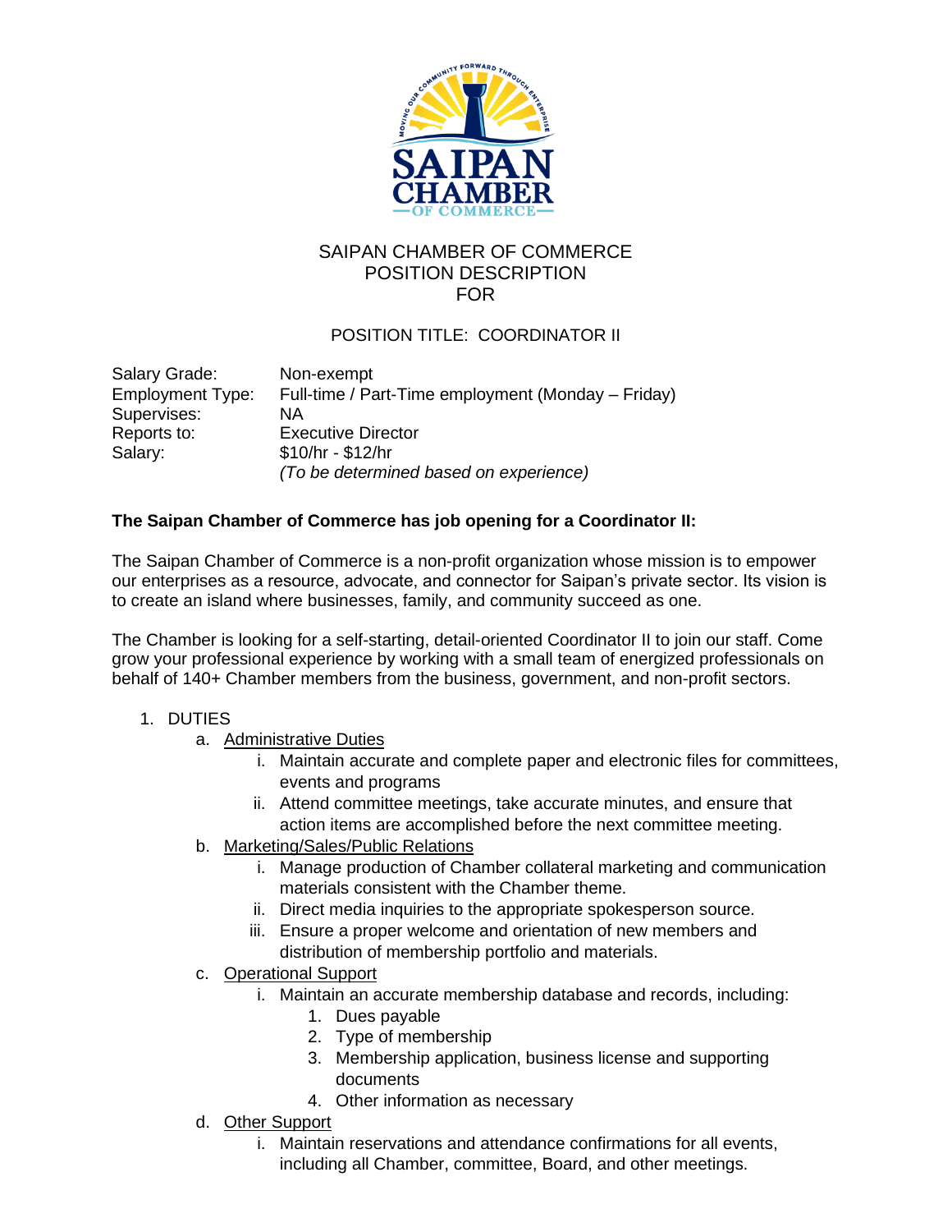# SAIPAN CHAMBER OF COMMERCE
## POSITION DESCRIPTION
## FOR

### POSITION TITLE: COORDINATOR II

| | |
|---|---|
| Salary Grade: | Non-exempt |
| Employment Type: | Full-time / Part-Time employment (Monday – Friday) |
| Supervises: | NA |
| Reports to: | Executive Director |
| Salary: | $10/hr - $12/hr<br>*(To be determined based on experience)* |

**The Saipan Chamber of Commerce has job opening for a Coordinator II:**

The Saipan Chamber of Commerce is a non-profit organization whose mission is to empower our enterprises as a resource, advocate, and connector for Saipan's private sector. Its vision is to create an island where businesses, family, and community succeed as one.

The Chamber is looking for a self-starting, detail-oriented Coordinator II to join our staff. Come grow your professional experience by working with a small team of energized professionals on behalf of 140+ Chamber members from the business, government, and non-profit sectors.

1. DUTIES
   a. <u>Administrative Duties</u>
      i. Maintain accurate and complete paper and electronic files for committees, events and programs
      ii. Attend committee meetings, take accurate minutes, and ensure that action items are accomplished before the next committee meeting.
   b. <u>Marketing/Sales/Public Relations</u>
      i. Manage production of Chamber collateral marketing and communication materials consistent with the Chamber theme.
      ii. Direct media inquiries to the appropriate spokesperson source.
      iii. Ensure a proper welcome and orientation of new members and distribution of membership portfolio and materials.
   c. <u>Operational Support</u>
      i. Maintain an accurate membership database and records, including:
         1. Dues payable
         2. Type of membership
         3. Membership application, business license and supporting documents
         4. Other information as necessary
   d. <u>Other Support</u>
      i. Maintain reservations and attendance confirmations for all events, including all Chamber, committee, Board, and other meetings.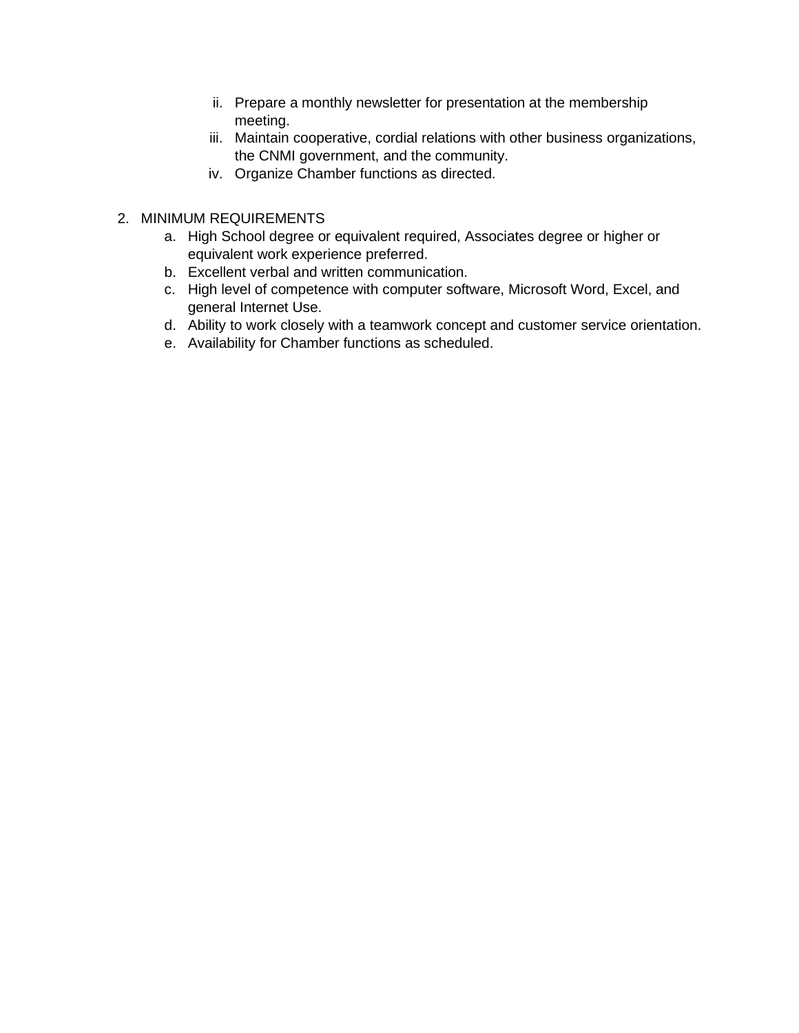ii. Prepare a monthly newsletter for presentation at the membership meeting.
   iii. Maintain cooperative, cordial relations with other business organizations, the CNMI government, and the community.
   iv. Organize Chamber functions as directed.

2. MINIMUM REQUIREMENTS
   a. High School degree or equivalent required, Associates degree or higher or equivalent work experience preferred.
   b. Excellent verbal and written communication.
   c. High level of competence with computer software, Microsoft Word, Excel, and general Internet Use.
   d. Ability to work closely with a teamwork concept and customer service orientation.
   e. Availability for Chamber functions as scheduled.